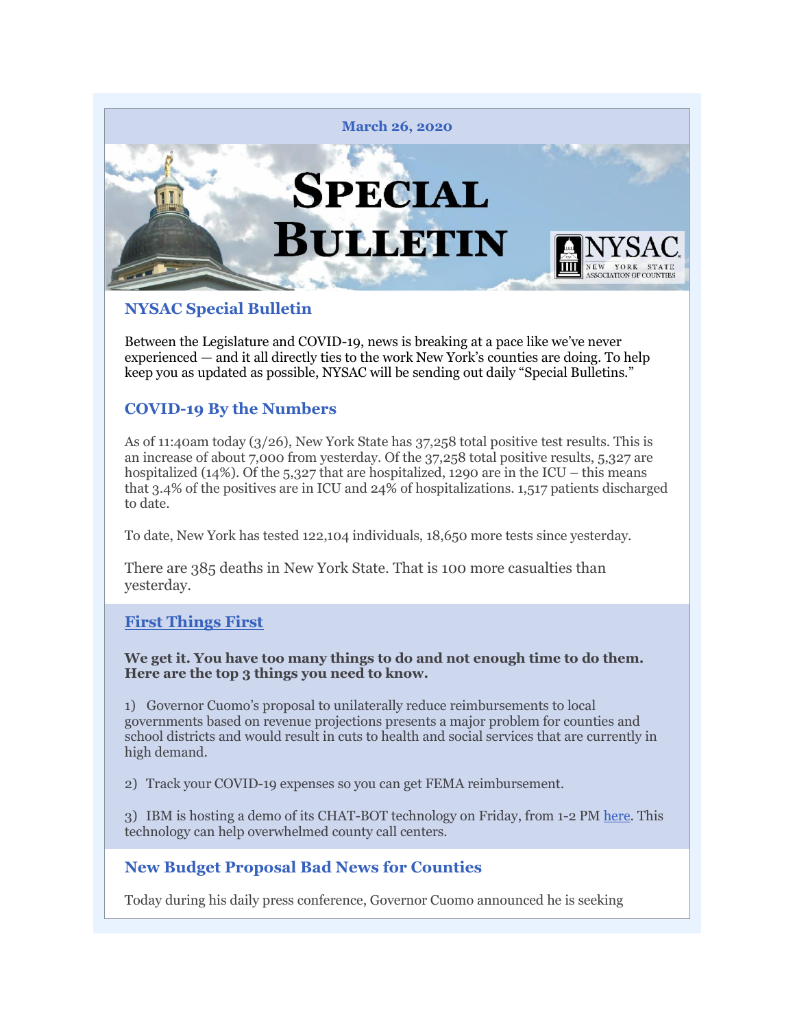March 26, 2020

# SPECIAL BULLETIN

NYSAC NEW YORK STATE ASSOCIATION OF COUNTIES

## NYSAC Special Bulletin

Between the Legislature and COVID-19, news is breaking at a pace like we've never experienced — and it all directly ties to the work New York's counties are doing. To help keep you as updated as possible, NYSAC will be sending out daily "Special Bulletins."

## COVID-19 By the Numbers

As of 11:40am today (3/26), New York State has 37,258 total positive test results. This is an increase of about 7,000 from yesterday. Of the 37,258 total positive results, 5,327 are hospitalized (14%). Of the 5,327 that are hospitalized, 1290 are in the ICU – this means that 3.4% of the positives are in ICU and 24% of hospitalizations. 1,517 patients discharged to date.

To date, New York has tested 122,104 individuals, 18,650 more tests since yesterday.

There are 385 deaths in New York State. That is 100 more casualties than yesterday.

## First Things First

**We get it. You have too many things to do and not enough time to do them. Here are the top 3 things you need to know.**

1) Governor Cuomo's proposal to unilaterally reduce reimbursements to local governments based on revenue projections presents a major problem for counties and school districts and would result in cuts to health and social services that are currently in high demand.

2) Track your COVID-19 expenses so you can get FEMA reimbursement.

3) IBM is hosting a demo of its CHAT-BOT technology on Friday, from 1-2 PM here. This technology can help overwhelmed county call centers.

## New Budget Proposal Bad News for Counties

Today during his daily press conference, Governor Cuomo announced he is seeking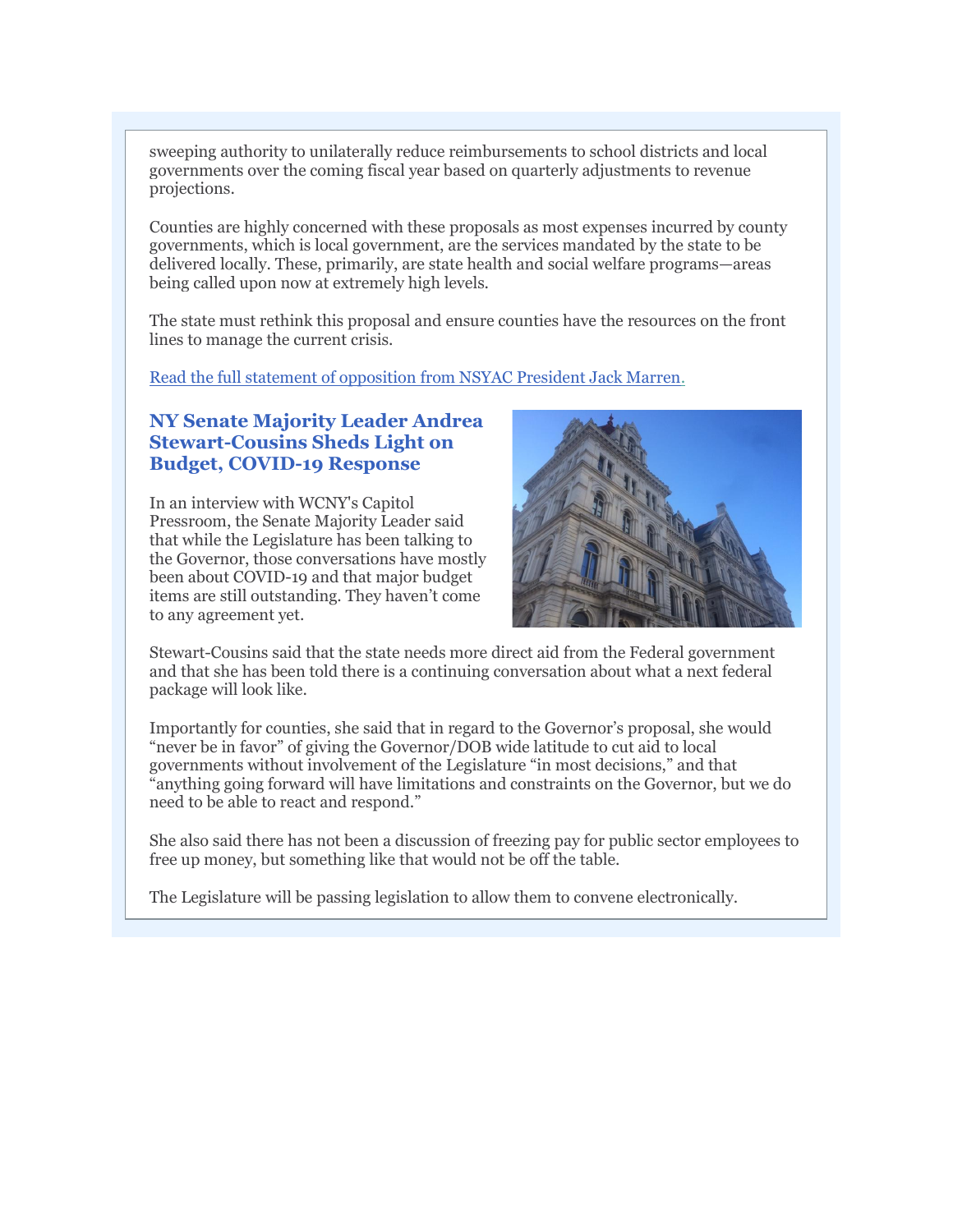sweeping authority to unilaterally reduce reimbursements to school districts and local governments over the coming fiscal year based on quarterly adjustments to revenue projections.

Counties are highly concerned with these proposals as most expenses incurred by county governments, which is local government, are the services mandated by the state to be delivered locally. These, primarily, are state health and social welfare programs—areas being called upon now at extremely high levels.

The state must rethink this proposal and ensure counties have the resources on the front lines to manage the current crisis.

Read the full statement of opposition from NSYAC President Jack Marren.

### NY Senate Majority Leader Andrea Stewart-Cousins Sheds Light on Budget, COVID-19 Response

In an interview with WCNY's Capitol Pressroom, the Senate Majority Leader said that while the Legislature has been talking to the Governor, those conversations have mostly been about COVID-19 and that major budget items are still outstanding. They haven't come to any agreement yet.

Stewart-Cousins said that the state needs more direct aid from the Federal government and that she has been told there is a continuing conversation about what a next federal package will look like.

Importantly for counties, she said that in regard to the Governor's proposal, she would "never be in favor" of giving the Governor/DOB wide latitude to cut aid to local governments without involvement of the Legislature "in most decisions," and that "anything going forward will have limitations and constraints on the Governor, but we do need to be able to react and respond."

She also said there has not been a discussion of freezing pay for public sector employees to free up money, but something like that would not be off the table.

The Legislature will be passing legislation to allow them to convene electronically.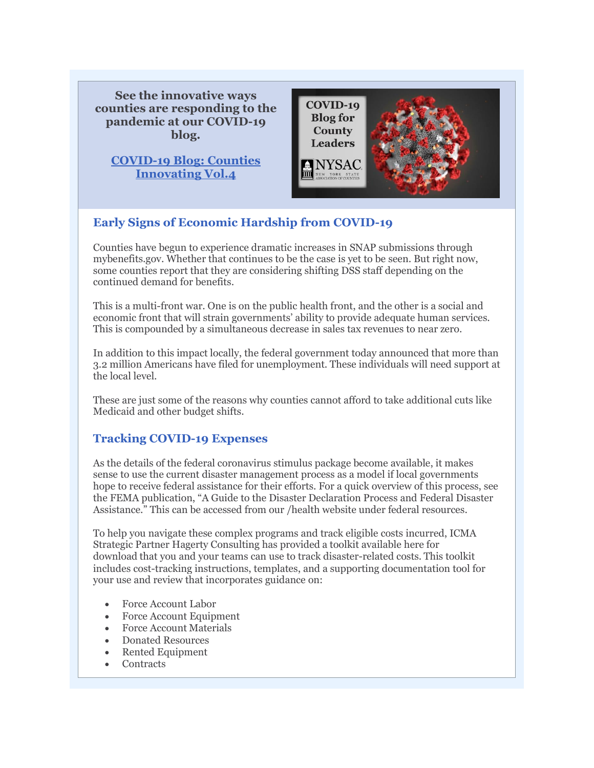**See the innovative ways counties are responding to the pandemic at our COVID-19 blog.**

**COVID-19 Blog: Counties Innovating Vol.4**

COVID-19 Blog for County Leaders

NYSAC NEW YORK STATE ASSOCIATION OF COUNTIES

## Early Signs of Economic Hardship from COVID-19

Counties have begun to experience dramatic increases in SNAP submissions through mybenefits.gov. Whether that continues to be the case is yet to be seen. But right now, some counties report that they are considering shifting DSS staff depending on the continued demand for benefits.

This is a multi-front war. One is on the public health front, and the other is a social and economic front that will strain governments' ability to provide adequate human services. This is compounded by a simultaneous decrease in sales tax revenues to near zero.

In addition to this impact locally, the federal government today announced that more than 3.2 million Americans have filed for unemployment. These individuals will need support at the local level.

These are just some of the reasons why counties cannot afford to take additional cuts like Medicaid and other budget shifts.

## Tracking COVID-19 Expenses

As the details of the federal coronavirus stimulus package become available, it makes sense to use the current disaster management process as a model if local governments hope to receive federal assistance for their efforts. For a quick overview of this process, see the FEMA publication, "A Guide to the Disaster Declaration Process and Federal Disaster Assistance." This can be accessed from our /health website under federal resources.

To help you navigate these complex programs and track eligible costs incurred, ICMA Strategic Partner Hagerty Consulting has provided a toolkit available here for download that you and your teams can use to track disaster-related costs. This toolkit includes cost-tracking instructions, templates, and a supporting documentation tool for your use and review that incorporates guidance on:

- Force Account Labor
- Force Account Equipment
- Force Account Materials
- Donated Resources
- Rented Equipment
- Contracts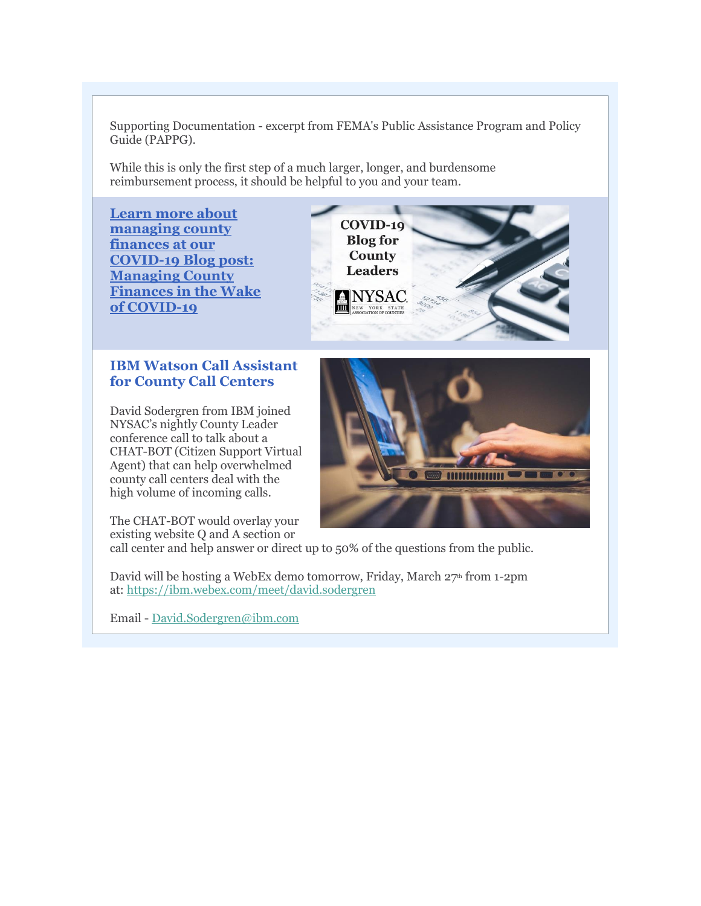Supporting Documentation - excerpt from FEMA's Public Assistance Program and Policy Guide (PAPPG).

While this is only the first step of a much larger, longer, and burdensome reimbursement process, it should be helpful to you and your team.

**Learn more about managing county finances at our COVID-19 Blog post: Managing County Finances in the Wake of COVID-19**

COVID-19 Blog for County Leaders

NYSAC NEW YORK STATE ASSOCIATION OF COUNTIES

### IBM Watson Call Assistant for County Call Centers

David Sodergren from IBM joined NYSAC's nightly County Leader conference call to talk about a CHAT-BOT (Citizen Support Virtual Agent) that can help overwhelmed county call centers deal with the high volume of incoming calls.

The CHAT-BOT would overlay your existing website Q and A section or call center and help answer or direct up to 50% of the questions from the public.

David will be hosting a WebEx demo tomorrow, Friday, March 27th from 1-2pm at: https://ibm.webex.com/meet/david.sodergren

Email - David.Sodergren@ibm.com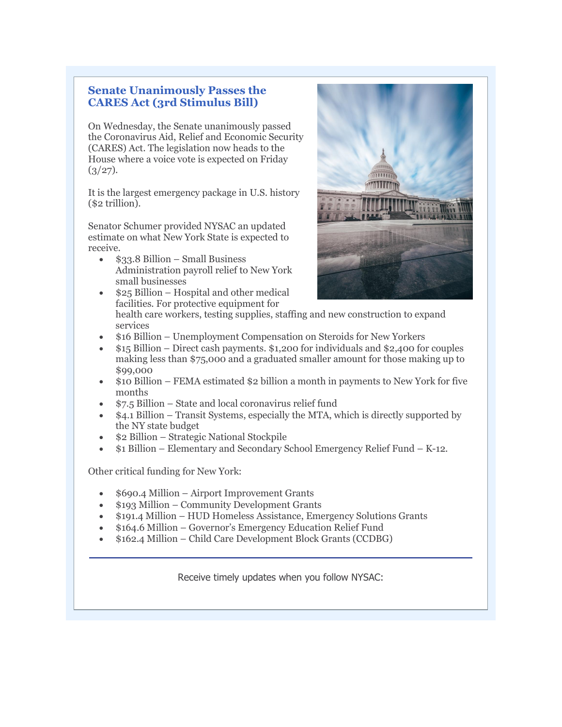## Senate Unanimously Passes the CARES Act (3rd Stimulus Bill)

On Wednesday, the Senate unanimously passed the Coronavirus Aid, Relief and Economic Security (CARES) Act. The legislation now heads to the House where a voice vote is expected on Friday (3/27).

It is the largest emergency package in U.S. history ($2 trillion).

Senator Schumer provided NYSAC an updated estimate on what New York State is expected to receive.

- $33.8 Billion – Small Business Administration payroll relief to New York small businesses
- $25 Billion – Hospital and other medical facilities. For protective equipment for health care workers, testing supplies, staffing and new construction to expand services
- $16 Billion – Unemployment Compensation on Steroids for New Yorkers
- $15 Billion – Direct cash payments. $1,200 for individuals and $2,400 for couples making less than $75,000 and a graduated smaller amount for those making up to $99,000
- $10 Billion – FEMA estimated $2 billion a month in payments to New York for five months
- $7.5 Billion – State and local coronavirus relief fund
- $4.1 Billion – Transit Systems, especially the MTA, which is directly supported by the NY state budget
- $2 Billion – Strategic National Stockpile
- $1 Billion – Elementary and Secondary School Emergency Relief Fund – K-12.

Other critical funding for New York:

- $690.4 Million – Airport Improvement Grants
- $193 Million – Community Development Grants
- $191.4 Million – HUD Homeless Assistance, Emergency Solutions Grants
- $164.6 Million – Governor's Emergency Education Relief Fund
- $162.4 Million – Child Care Development Block Grants (CCDBG)

---

Receive timely updates when you follow NYSAC: